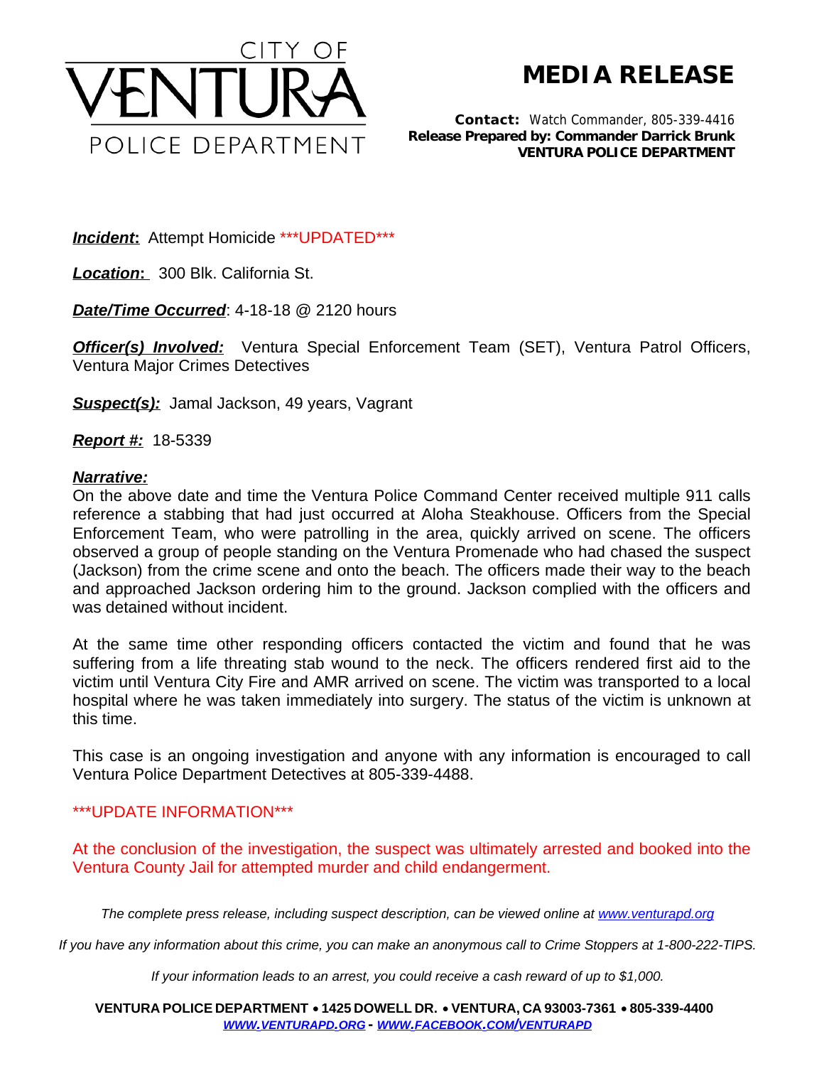CITY OF VENTURA POLICE DEPARTMENT

# MEDIA RELEASE

**Contact:** Watch Commander, 805-339-4416
**Release Prepared by: Commander Darrick Brunk**
**VENTURA POLICE DEPARTMENT**

***Incident*:** Attempt Homicide ***UPDATED***

***Location*:** 300 Blk. California St.

***Date/Time Occurred***: 4-18-18 @ 2120 hours

***Officer(s) Involved:*** Ventura Special Enforcement Team (SET), Ventura Patrol Officers, Ventura Major Crimes Detectives

***Suspect(s):*** Jamal Jackson, 49 years, Vagrant

***Report #:*** 18-5339

***Narrative:***

On the above date and time the Ventura Police Command Center received multiple 911 calls reference a stabbing that had just occurred at Aloha Steakhouse. Officers from the Special Enforcement Team, who were patrolling in the area, quickly arrived on scene. The officers observed a group of people standing on the Ventura Promenade who had chased the suspect (Jackson) from the crime scene and onto the beach. The officers made their way to the beach and approached Jackson ordering him to the ground. Jackson complied with the officers and was detained without incident.

At the same time other responding officers contacted the victim and found that he was suffering from a life threating stab wound to the neck. The officers rendered first aid to the victim until Ventura City Fire and AMR arrived on scene. The victim was transported to a local hospital where he was taken immediately into surgery. The status of the victim is unknown at this time.

This case is an ongoing investigation and anyone with any information is encouraged to call Ventura Police Department Detectives at 805-339-4488.

***UPDATE INFORMATION***

At the conclusion of the investigation, the suspect was ultimately arrested and booked into the Ventura County Jail for attempted murder and child endangerment.

*The complete press release, including suspect description, can be viewed online at www.venturapd.org*

*If you have any information about this crime, you can make an anonymous call to Crime Stoppers at 1-800-222-TIPS.*

*If your information leads to an arrest, you could receive a cash reward of up to $1,000.*

**VENTURA POLICE DEPARTMENT • 1425 DOWELL DR. • VENTURA, CA 93003-7361 • 805-339-4400**
*WWW.VENTURAPD.ORG - WWW.FACEBOOK.COM/VENTURAPD*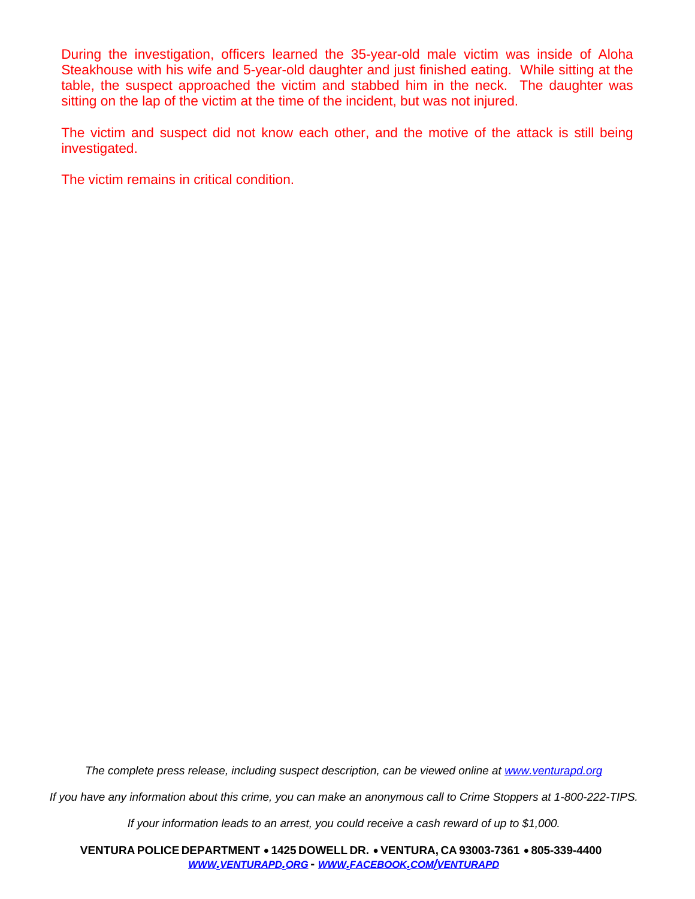During the investigation, officers learned the 35-year-old male victim was inside of Aloha Steakhouse with his wife and 5-year-old daughter and just finished eating. While sitting at the table, the suspect approached the victim and stabbed him in the neck. The daughter was sitting on the lap of the victim at the time of the incident, but was not injured.

The victim and suspect did not know each other, and the motive of the attack is still being investigated.

The victim remains in critical condition.

*The complete press release, including suspect description, can be viewed online at www.venturapd.org*

*If you have any information about this crime, you can make an anonymous call to Crime Stoppers at 1-800-222-TIPS.*

*If your information leads to an arrest, you could receive a cash reward of up to $1,000.*

**VENTURA POLICE DEPARTMENT • 1425 DOWELL DR. • VENTURA, CA 93003-7361 • 805-339-4400**
***WWW.VENTURAPD.ORG - WWW.FACEBOOK.COM/VENTURAPD***